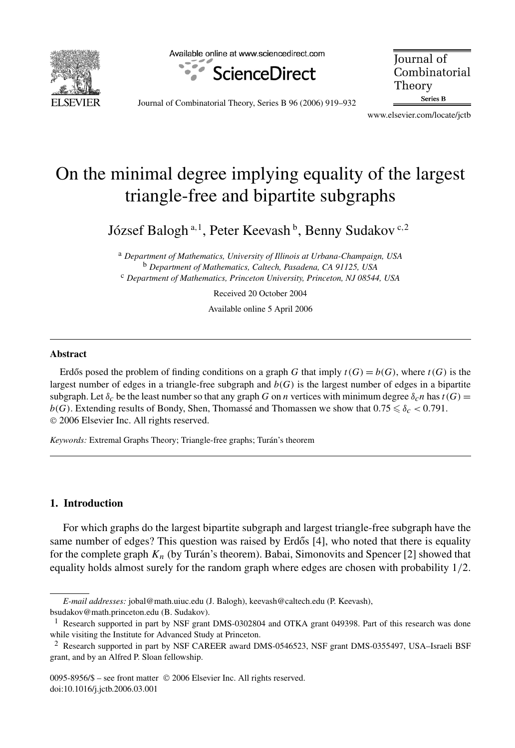# On the minimal degree implying equality of the largest triangle-free and bipartite subgraphs

József Balogh [a,1], Peter Keevash [b], Benny Sudakov [c,2]

[a] *Department of Mathematics, University of Illinois at Urbana-Champaign, USA*
[b] *Department of Mathematics, Caltech, Pasadena, CA 91125, USA*
[c] *Department of Mathematics, Princeton University, Princeton, NJ 08544, USA*

Received 20 October 2004

Available online 5 April 2006

## Abstract

Erdős posed the problem of finding conditions on a graph $G$ that imply $t(G) = b(G)$, where $t(G)$ is the largest number of edges in a triangle-free subgraph and $b(G)$ is the largest number of edges in a bipartite subgraph. Let $\delta_c$ be the least number so that any graph $G$ on $n$ vertices with minimum degree $\delta_c n$ has $t(G) = b(G)$. Extending results of Bondy, Shen, Thomassé and Thomassen we show that $0.75 \leqslant \delta_c < 0.791$.
© 2006 Elsevier Inc. All rights reserved.

*Keywords:* Extremal Graphs Theory; Triangle-free graphs; Turán's theorem

## 1. Introduction

For which graphs do the largest bipartite subgraph and largest triangle-free subgraph have the same number of edges? This question was raised by Erdős [4], who noted that there is equality for the complete graph $K_n$ (by Turán's theorem). Babai, Simonovits and Spencer [2] showed that equality holds almost surely for the random graph where edges are chosen with probability $1/2$.

---

*E-mail addresses:* jobal@math.uiuc.edu (J. Balogh), keevash@caltech.edu (P. Keevash), bsudakov@math.princeton.edu (B. Sudakov).

[1] Research supported in part by NSF grant DMS-0302804 and OTKA grant 049398. Part of this research was done while visiting the Institute for Advanced Study at Princeton.

[2] Research supported in part by NSF CAREER award DMS-0546523, NSF grant DMS-0355497, USA–Israeli BSF grant, and by an Alfred P. Sloan fellowship.

0095-8956/$ – see front matter © 2006 Elsevier Inc. All rights reserved.
doi:10.1016/j.jctb.2006.03.001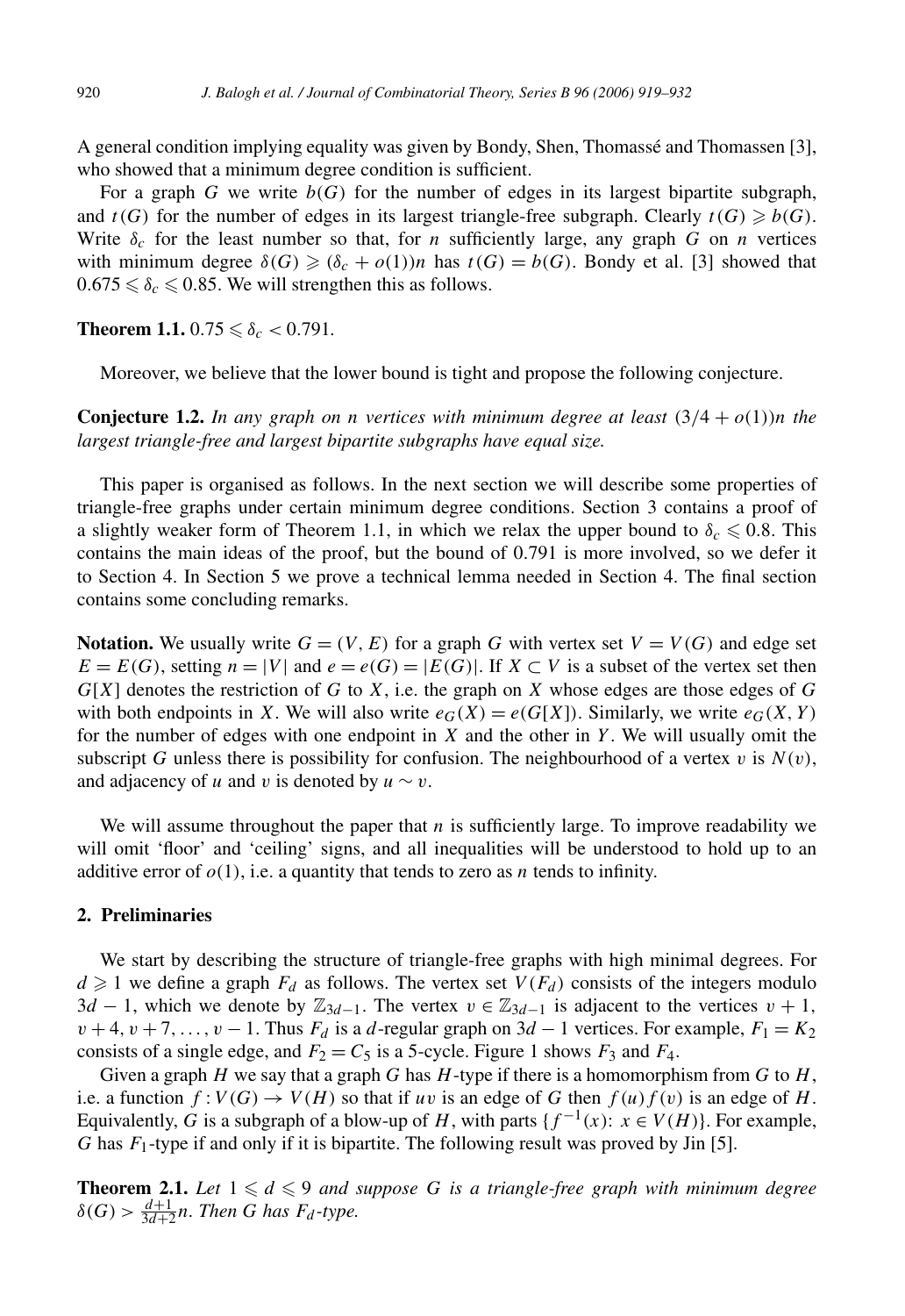A general condition implying equality was given by Bondy, Shen, Thomassé and Thomassen [3], who showed that a minimum degree condition is sufficient.

For a graph $G$ we write $b(G)$ for the number of edges in its largest bipartite subgraph, and $t(G)$ for the number of edges in its largest triangle-free subgraph. Clearly $t(G) \geqslant b(G)$. Write $\delta_c$ for the least number so that, for $n$ sufficiently large, any graph $G$ on $n$ vertices with minimum degree $\delta(G) \geqslant (\delta_c + o(1))n$ has $t(G) = b(G)$. Bondy et al. [3] showed that $0.675 \leqslant \delta_c \leqslant 0.85$. We will strengthen this as follows.

**Theorem 1.1.** $0.75 \leqslant \delta_c < 0.791$.

Moreover, we believe that the lower bound is tight and propose the following conjecture.

**Conjecture 1.2.** *In any graph on $n$ vertices with minimum degree at least $(3/4 + o(1))n$ the largest triangle-free and largest bipartite subgraphs have equal size.*

This paper is organised as follows. In the next section we will describe some properties of triangle-free graphs under certain minimum degree conditions. Section 3 contains a proof of a slightly weaker form of Theorem 1.1, in which we relax the upper bound to $\delta_c \leqslant 0.8$. This contains the main ideas of the proof, but the bound of 0.791 is more involved, so we defer it to Section 4. In Section 5 we prove a technical lemma needed in Section 4. The final section contains some concluding remarks.

**Notation.** We usually write $G = (V, E)$ for a graph $G$ with vertex set $V = V(G)$ and edge set $E = E(G)$, setting $n = |V|$ and $e = e(G) = |E(G)|$. If $X \subset V$ is a subset of the vertex set then $G[X]$ denotes the restriction of $G$ to $X$, i.e. the graph on $X$ whose edges are those edges of $G$ with both endpoints in $X$. We will also write $e_G(X) = e(G[X])$. Similarly, we write $e_G(X, Y)$ for the number of edges with one endpoint in $X$ and the other in $Y$. We will usually omit the subscript $G$ unless there is possibility for confusion. The neighbourhood of a vertex $v$ is $N(v)$, and adjacency of $u$ and $v$ is denoted by $u \sim v$.

We will assume throughout the paper that $n$ is sufficiently large. To improve readability we will omit 'floor' and 'ceiling' signs, and all inequalities will be understood to hold up to an additive error of $o(1)$, i.e. a quantity that tends to zero as $n$ tends to infinity.

## 2. Preliminaries

We start by describing the structure of triangle-free graphs with high minimal degrees. For $d \geqslant 1$ we define a graph $F_d$ as follows. The vertex set $V(F_d)$ consists of the integers modulo $3d - 1$, which we denote by $\mathbb{Z}_{3d-1}$. The vertex $v \in \mathbb{Z}_{3d-1}$ is adjacent to the vertices $v + 1$, $v + 4, v + 7, \ldots, v - 1$. Thus $F_d$ is a $d$-regular graph on $3d - 1$ vertices. For example, $F_1 = K_2$ consists of a single edge, and $F_2 = C_5$ is a 5-cycle. Figure 1 shows $F_3$ and $F_4$.

Given a graph $H$ we say that a graph $G$ has $H$-type if there is a homomorphism from $G$ to $H$, i.e. a function $f : V(G) \to V(H)$ so that if $uv$ is an edge of $G$ then $f(u)f(v)$ is an edge of $H$. Equivalently, $G$ is a subgraph of a blow-up of $H$, with parts $\{f^{-1}(x)\colon x \in V(H)\}$. For example, $G$ has $F_1$-type if and only if it is bipartite. The following result was proved by Jin [5].

**Theorem 2.1.** *Let $1 \leqslant d \leqslant 9$ and suppose $G$ is a triangle-free graph with minimum degree $\delta(G) > \frac{d+1}{3d+2}n$. Then $G$ has $F_d$-type.*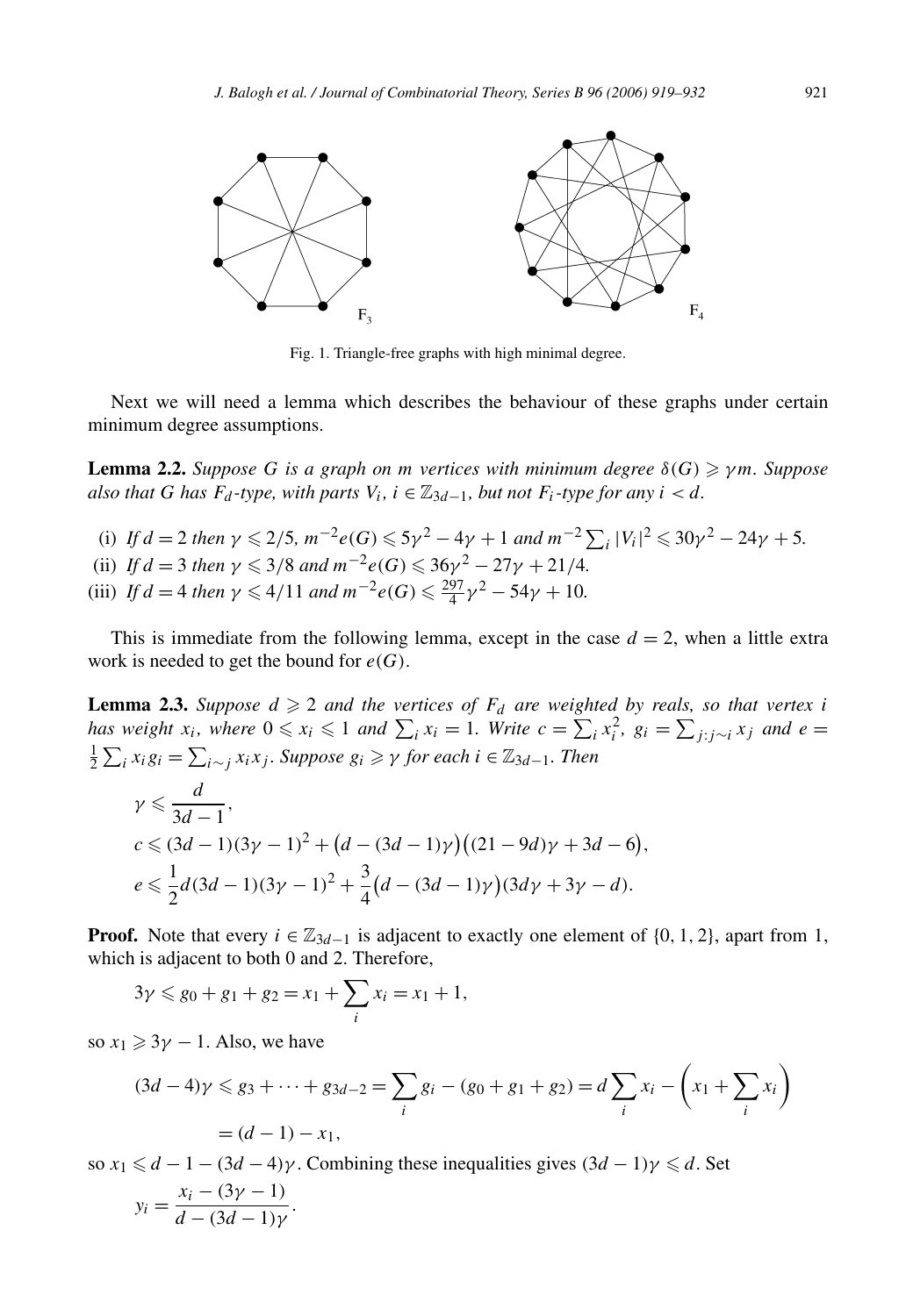Fig. 1. Triangle-free graphs with high minimal degree.

Next we will need a lemma which describes the behaviour of these graphs under certain minimum degree assumptions.

**Lemma 2.2.** *Suppose $G$ is a graph on $m$ vertices with minimum degree $\delta(G) \geqslant \gamma m$. Suppose also that $G$ has $F_d$-type, with parts $V_i$, $i \in \mathbb{Z}_{3d-1}$, but not $F_i$-type for any $i < d$.*

(i) *If $d = 2$ then $\gamma \leqslant 2/5$, $m^{-2}e(G) \leqslant 5\gamma^2 - 4\gamma + 1$ and $m^{-2}\sum_i |V_i|^2 \leqslant 30\gamma^2 - 24\gamma + 5$.*
(ii) *If $d = 3$ then $\gamma \leqslant 3/8$ and $m^{-2}e(G) \leqslant 36\gamma^2 - 27\gamma + 21/4$.*
(iii) *If $d = 4$ then $\gamma \leqslant 4/11$ and $m^{-2}e(G) \leqslant \frac{297}{4}\gamma^2 - 54\gamma + 10$.*

This is immediate from the following lemma, except in the case $d = 2$, when a little extra work is needed to get the bound for $e(G)$.

**Lemma 2.3.** *Suppose $d \geqslant 2$ and the vertices of $F_d$ are weighted by reals, so that vertex $i$ has weight $x_i$, where $0 \leqslant x_i \leqslant 1$ and $\sum_i x_i = 1$. Write $c = \sum_i x_i^2$, $g_i = \sum_{j: j \sim i} x_j$ and $e = \frac{1}{2}\sum_i x_i g_i = \sum_{i \sim j} x_i x_j$. Suppose $g_i \geqslant \gamma$ for each $i \in \mathbb{Z}_{3d-1}$. Then*

$$\gamma \leqslant \frac{d}{3d-1},$$
$$c \leqslant (3d-1)(3\gamma - 1)^2 + \big(d - (3d-1)\gamma\big)\big((21 - 9d)\gamma + 3d - 6\big),$$
$$e \leqslant \frac{1}{2}d(3d-1)(3\gamma - 1)^2 + \frac{3}{4}\big(d - (3d-1)\gamma\big)(3d\gamma + 3\gamma - d).$$

**Proof.** Note that every $i \in \mathbb{Z}_{3d-1}$ is adjacent to exactly one element of $\{0, 1, 2\}$, apart from 1, which is adjacent to both 0 and 2. Therefore,

$$3\gamma \leqslant g_0 + g_1 + g_2 = x_1 + \sum_i x_i = x_1 + 1,$$

so $x_1 \geqslant 3\gamma - 1$. Also, we have

$$(3d-4)\gamma \leqslant g_3 + \cdots + g_{3d-2} = \sum_i g_i - (g_0 + g_1 + g_2) = d\sum_i x_i - \left(x_1 + \sum_i x_i\right)$$
$$= (d-1) - x_1,$$

so $x_1 \leqslant d - 1 - (3d-4)\gamma$. Combining these inequalities gives $(3d-1)\gamma \leqslant d$. Set

$$y_i = \frac{x_i - (3\gamma - 1)}{d - (3d-1)\gamma}.$$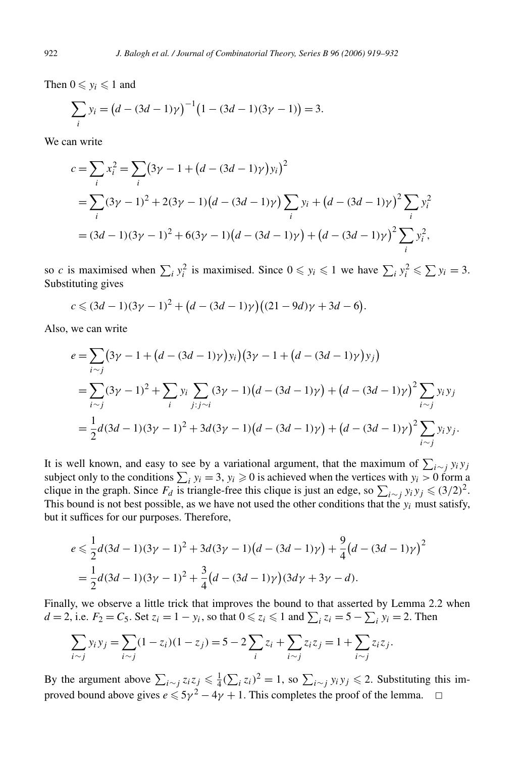Then $0 \leqslant y_i \leqslant 1$ and

$$\sum_i y_i = \big(d-(3d-1)\gamma\big)^{-1}\big(1-(3d-1)(3\gamma-1)\big) = 3.$$

We can write

$$\begin{aligned}
c = \sum_i x_i^2 &= \sum_i \big(3\gamma - 1 + \big(d-(3d-1)\gamma\big)y_i\big)^2 \\
&= \sum_i (3\gamma-1)^2 + 2(3\gamma-1)\big(d-(3d-1)\gamma\big)\sum_i y_i + \big(d-(3d-1)\gamma\big)^2 \sum_i y_i^2 \\
&= (3d-1)(3\gamma-1)^2 + 6(3\gamma-1)\big(d-(3d-1)\gamma\big) + \big(d-(3d-1)\gamma\big)^2 \sum_i y_i^2,
\end{aligned}$$

so $c$ is maximised when $\sum_i y_i^2$ is maximised. Since $0 \leqslant y_i \leqslant 1$ we have $\sum_i y_i^2 \leqslant \sum y_i = 3$. Substituting gives

$$c \leqslant (3d-1)(3\gamma-1)^2 + \big(d-(3d-1)\gamma\big)\big((21-9d)\gamma + 3d - 6\big).$$

Also, we can write

$$\begin{aligned}
e &= \sum_{i \sim j} \big(3\gamma - 1 + \big(d-(3d-1)\gamma\big)y_i\big)\big(3\gamma - 1 + \big(d-(3d-1)\gamma\big)y_j\big) \\
&= \sum_{i\sim j} (3\gamma-1)^2 + \sum_i y_i \sum_{j: j\sim i} (3\gamma-1)\big(d-(3d-1)\gamma\big) + \big(d-(3d-1)\gamma\big)^2 \sum_{i\sim j} y_i y_j \\
&= \frac{1}{2} d(3d-1)(3\gamma-1)^2 + 3d(3\gamma-1)\big(d-(3d-1)\gamma\big) + \big(d-(3d-1)\gamma\big)^2 \sum_{i\sim j} y_i y_j.
\end{aligned}$$

It is well known, and easy to see by a variational argument, that the maximum of $\sum_{i\sim j} y_i y_j$ subject only to the conditions $\sum_i y_i = 3$, $y_i \geqslant 0$ is achieved when the vertices with $y_i > 0$ form a clique in the graph. Since $F_d$ is triangle-free this clique is just an edge, so $\sum_{i\sim j} y_i y_j \leqslant (3/2)^2$. This bound is not best possible, as we have not used the other conditions that the $y_i$ must satisfy, but it suffices for our purposes. Therefore,

$$\begin{aligned}
e &\leqslant \frac{1}{2} d(3d-1)(3\gamma-1)^2 + 3d(3\gamma-1)\big(d-(3d-1)\gamma\big) + \frac{9}{4}\big(d-(3d-1)\gamma\big)^2 \\
&= \frac{1}{2} d(3d-1)(3\gamma-1)^2 + \frac{3}{4}\big(d-(3d-1)\gamma\big)(3d\gamma + 3\gamma - d).
\end{aligned}$$

Finally, we observe a little trick that improves the bound to that asserted by Lemma 2.2 when $d = 2$, i.e. $F_2 = C_5$. Set $z_i = 1 - y_i$, so that $0 \leqslant z_i \leqslant 1$ and $\sum_i z_i = 5 - \sum_i y_i = 2$. Then

$$\sum_{i\sim j} y_i y_j = \sum_{i\sim j} (1-z_i)(1-z_j) = 5 - 2\sum_i z_i + \sum_{i\sim j} z_i z_j = 1 + \sum_{i\sim j} z_i z_j.$$

By the argument above $\sum_{i\sim j} z_i z_j \leqslant \frac{1}{4}(\sum_i z_i)^2 = 1$, so $\sum_{i\sim j} y_i y_j \leqslant 2$. Substituting this improved bound above gives $e \leqslant 5\gamma^2 - 4\gamma + 1$. This completes the proof of the lemma. $\square$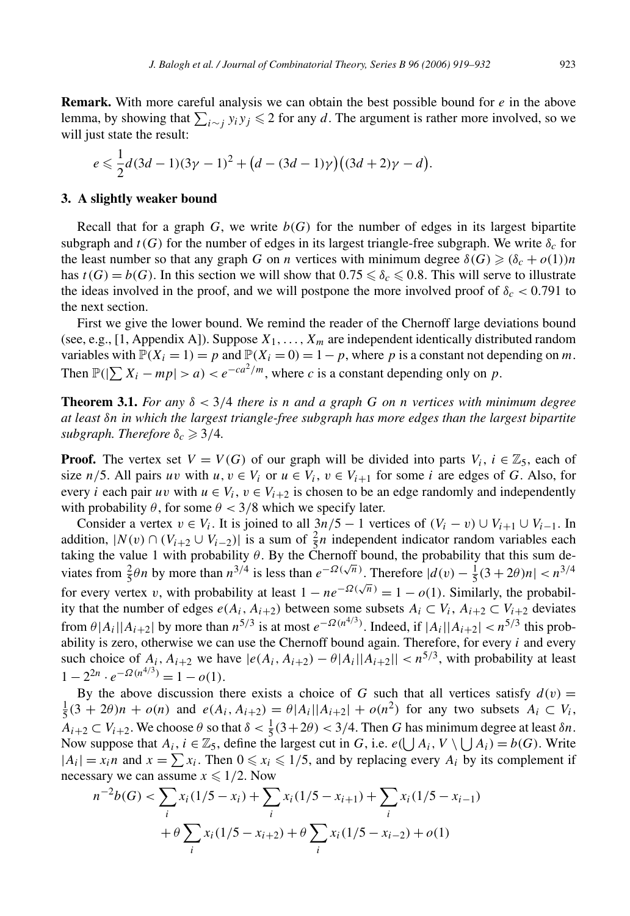**Remark.** With more careful analysis we can obtain the best possible bound for $e$ in the above lemma, by showing that $\sum_{i \sim j} y_i y_j \leqslant 2$ for any $d$. The argument is rather more involved, so we will just state the result:

$$e \leqslant \frac{1}{2}d(3d-1)(3\gamma-1)^2 + \big(d-(3d-1)\gamma\big)\big((3d+2)\gamma-d\big).$$

## 3. A slightly weaker bound

Recall that for a graph $G$, we write $b(G)$ for the number of edges in its largest bipartite subgraph and $t(G)$ for the number of edges in its largest triangle-free subgraph. We write $\delta_c$ for the least number so that any graph $G$ on $n$ vertices with minimum degree $\delta(G) \geqslant (\delta_c + o(1))n$ has $t(G) = b(G)$. In this section we will show that $0.75 \leqslant \delta_c \leqslant 0.8$. This will serve to illustrate the ideas involved in the proof, and we will postpone the more involved proof of $\delta_c < 0.791$ to the next section.

First we give the lower bound. We remind the reader of the Chernoff large deviations bound (see, e.g., [1, Appendix A]). Suppose $X_1, \ldots, X_m$ are independent identically distributed random variables with $\mathbb{P}(X_i = 1) = p$ and $\mathbb{P}(X_i = 0) = 1 - p$, where $p$ is a constant not depending on $m$. Then $\mathbb{P}(|\sum X_i - mp| > a) < e^{-ca^2/m}$, where $c$ is a constant depending only on $p$.

**Theorem 3.1.** *For any $\delta < 3/4$ there is $n$ and a graph $G$ on $n$ vertices with minimum degree at least $\delta n$ in which the largest triangle-free subgraph has more edges than the largest bipartite subgraph. Therefore $\delta_c \geqslant 3/4$.*

**Proof.** The vertex set $V = V(G)$ of our graph will be divided into parts $V_i$, $i \in \mathbb{Z}_5$, each of size $n/5$. All pairs $uv$ with $u, v \in V_i$ or $u \in V_i$, $v \in V_{i+1}$ for some $i$ are edges of $G$. Also, for every $i$ each pair $uv$ with $u \in V_i$, $v \in V_{i+2}$ is chosen to be an edge randomly and independently with probability $\theta$, for some $\theta < 3/8$ which we specify later.

Consider a vertex $v \in V_i$. It is joined to all $3n/5 - 1$ vertices of $(V_i - v) \cup V_{i+1} \cup V_{i-1}$. In addition, $|N(v) \cap (V_{i+2} \cup V_{i-2})|$ is a sum of $\frac{2}{5}n$ independent indicator random variables each taking the value 1 with probability $\theta$. By the Chernoff bound, the probability that this sum deviates from $\frac{2}{5}\theta n$ by more than $n^{3/4}$ is less than $e^{-\Omega(\sqrt{n})}$. Therefore $|d(v) - \frac{1}{5}(3+2\theta)n| < n^{3/4}$ for every vertex $v$, with probability at least $1 - ne^{-\Omega(\sqrt{n})} = 1 - o(1)$. Similarly, the probability that the number of edges $e(A_i, A_{i+2})$ between some subsets $A_i \subset V_i$, $A_{i+2} \subset V_{i+2}$ deviates from $\theta|A_i||A_{i+2}|$ by more than $n^{5/3}$ is at most $e^{-\Omega(n^{4/3})}$. Indeed, if $|A_i||A_{i+2}| < n^{5/3}$ this probability is zero, otherwise we can use the Chernoff bound again. Therefore, for every $i$ and every such choice of $A_i, A_{i+2}$ we have $|e(A_i, A_{i+2}) - \theta|A_i||A_{i+2}|| < n^{5/3}$, with probability at least $1 - 2^{2n} \cdot e^{-\Omega(n^{4/3})} = 1 - o(1)$.

By the above discussion there exists a choice of $G$ such that all vertices satisfy $d(v) = \frac{1}{5}(3+2\theta)n + o(n)$ and $e(A_i, A_{i+2}) = \theta|A_i||A_{i+2}| + o(n^2)$ for any two subsets $A_i \subset V_i$, $A_{i+2} \subset V_{i+2}$. We choose $\theta$ so that $\delta < \frac{1}{5}(3+2\theta) < 3/4$. Then $G$ has minimum degree at least $\delta n$. Now suppose that $A_i$, $i \in \mathbb{Z}_5$, define the largest cut in $G$, i.e. $e(\bigcup A_i, V \setminus \bigcup A_i) = b(G)$. Write $|A_i| = x_i n$ and $x = \sum x_i$. Then $0 \leqslant x_i \leqslant 1/5$, and by replacing every $A_i$ by its complement if necessary we can assume $x \leqslant 1/2$. Now

$$\begin{aligned}
n^{-2}b(G) < {} & \sum_i x_i(1/5 - x_i) + \sum_i x_i(1/5 - x_{i+1}) + \sum_i x_i(1/5 - x_{i-1}) \\
& + \theta \sum_i x_i(1/5 - x_{i+2}) + \theta \sum_i x_i(1/5 - x_{i-2}) + o(1)
\end{aligned}$$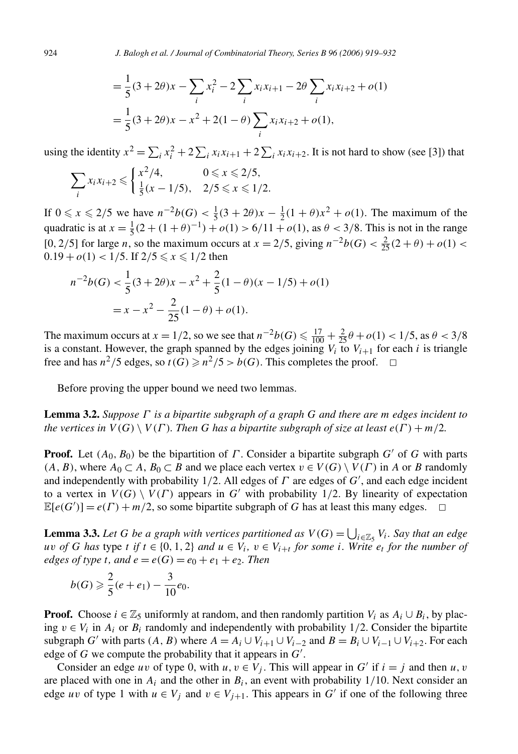$$= \frac{1}{5}(3+2\theta)x - \sum_i x_i^2 - 2\sum_i x_i x_{i+1} - 2\theta \sum_i x_i x_{i+2} + o(1)$$

$$= \frac{1}{5}(3+2\theta)x - x^2 + 2(1-\theta)\sum_i x_i x_{i+2} + o(1),$$

using the identity $x^2 = \sum_i x_i^2 + 2\sum_i x_i x_{i+1} + 2\sum_i x_i x_{i+2}$. It is not hard to show (see [3]) that

$$\sum_i x_i x_{i+2} \leqslant \begin{cases} x^2/4, & 0 \leqslant x \leqslant 2/5, \\ \frac{1}{5}(x - 1/5), & 2/5 \leqslant x \leqslant 1/2. \end{cases}$$

If $0 \leqslant x \leqslant 2/5$ we have $n^{-2}b(G) < \frac{1}{5}(3+2\theta)x - \frac{1}{2}(1+\theta)x^2 + o(1)$. The maximum of the quadratic is at $x = \frac{1}{5}(2 + (1+\theta)^{-1}) + o(1) > 6/11 + o(1)$, as $\theta < 3/8$. This is not in the range $[0, 2/5]$ for large $n$, so the maximum occurs at $x = 2/5$, giving $n^{-2}b(G) < \frac{2}{25}(2+\theta) + o(1) < 0.19 + o(1) < 1/5$. If $2/5 \leqslant x \leqslant 1/2$ then

$$n^{-2}b(G) < \frac{1}{5}(3+2\theta)x - x^2 + \frac{2}{5}(1-\theta)(x - 1/5) + o(1)$$

$$= x - x^2 - \frac{2}{25}(1-\theta) + o(1).$$

The maximum occurs at $x = 1/2$, so we see that $n^{-2}b(G) \leqslant \frac{17}{100} + \frac{2}{25}\theta + o(1) < 1/5$, as $\theta < 3/8$ is a constant. However, the graph spanned by the edges joining $V_i$ to $V_{i+1}$ for each $i$ is triangle free and has $n^2/5$ edges, so $t(G) \geqslant n^2/5 > b(G)$. This completes the proof. $\square$

Before proving the upper bound we need two lemmas.

**Lemma 3.2.** *Suppose $\Gamma$ is a bipartite subgraph of a graph $G$ and there are $m$ edges incident to the vertices in $V(G) \setminus V(\Gamma)$. Then $G$ has a bipartite subgraph of size at least $e(\Gamma) + m/2$.*

**Proof.** Let $(A_0, B_0)$ be the bipartition of $\Gamma$. Consider a bipartite subgraph $G'$ of $G$ with parts $(A, B)$, where $A_0 \subset A$, $B_0 \subset B$ and we place each vertex $v \in V(G) \setminus V(\Gamma)$ in $A$ or $B$ randomly and independently with probability 1/2. All edges of $\Gamma$ are edges of $G'$, and each edge incident to a vertex in $V(G) \setminus V(\Gamma)$ appears in $G'$ with probability 1/2. By linearity of expectation $\mathbb{E}[e(G')] = e(\Gamma) + m/2$, so some bipartite subgraph of $G$ has at least this many edges. $\square$

**Lemma 3.3.** *Let $G$ be a graph with vertices partitioned as $V(G) = \bigcup_{i \in \mathbb{Z}_5} V_i$. Say that an edge $uv$ of $G$ has* type $t$ *if $t \in \{0, 1, 2\}$ and $u \in V_i$, $v \in V_{i+t}$ for some $i$. Write $e_t$ for the number of edges of type $t$, and $e = e(G) = e_0 + e_1 + e_2$. Then*

$$b(G) \geqslant \frac{2}{5}(e + e_1) - \frac{3}{10}e_0.$$

**Proof.** Choose $i \in \mathbb{Z}_5$ uniformly at random, and then randomly partition $V_i$ as $A_i \cup B_i$, by placing $v \in V_i$ in $A_i$ or $B_i$ randomly and independently with probability 1/2. Consider the bipartite subgraph $G'$ with parts $(A, B)$ where $A = A_i \cup V_{i+1} \cup V_{i-2}$ and $B = B_i \cup V_{i-1} \cup V_{i+2}$. For each edge of $G$ we compute the probability that it appears in $G'$.

Consider an edge $uv$ of type 0, with $u, v \in V_j$. This will appear in $G'$ if $i = j$ and then $u, v$ are placed with one in $A_i$ and the other in $B_i$, an event with probability 1/10. Next consider an edge $uv$ of type 1 with $u \in V_j$ and $v \in V_{j+1}$. This appears in $G'$ if one of the following three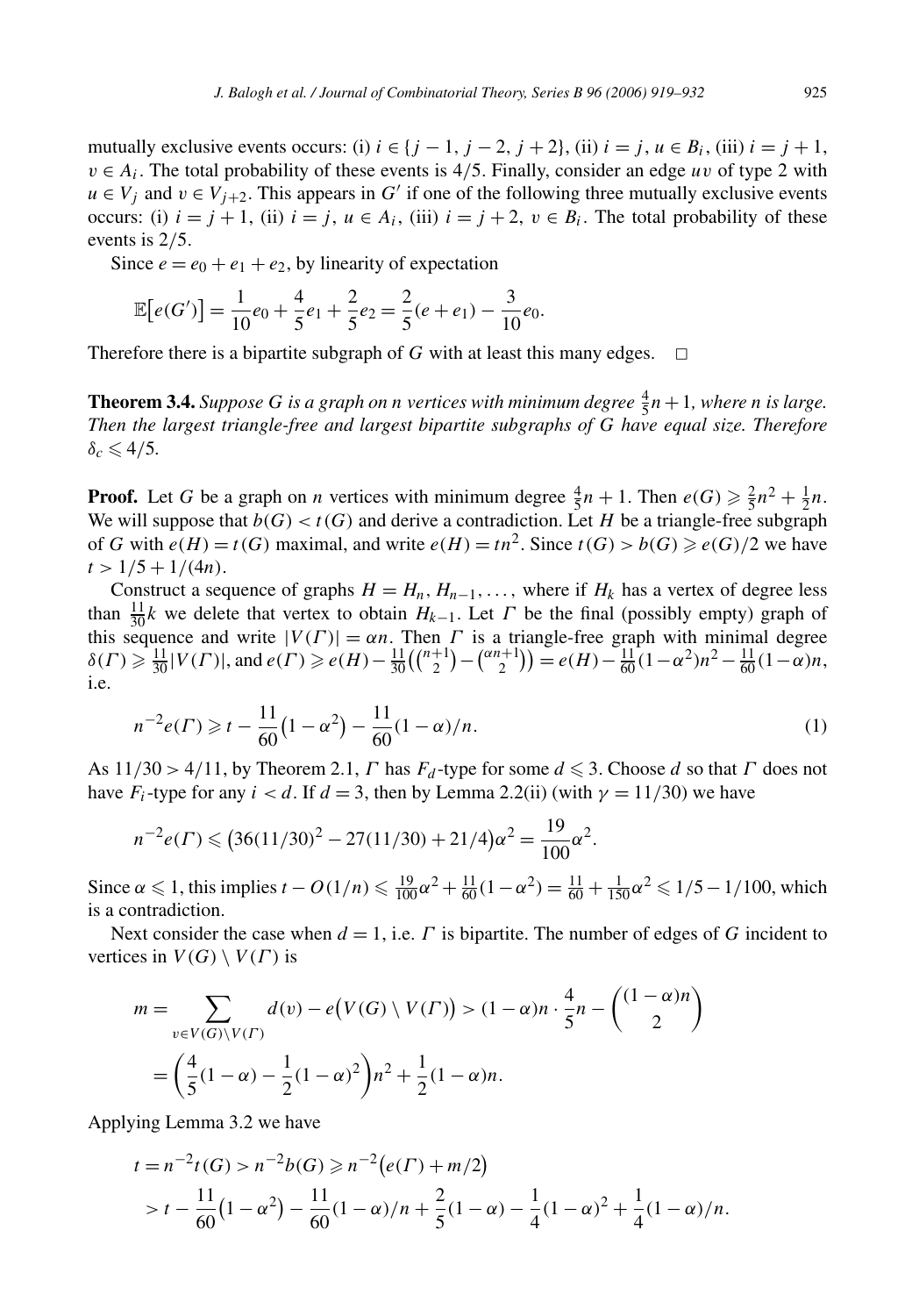mutually exclusive events occurs: (i) $i \in \{j-1, j-2, j+2\}$, (ii) $i = j$, $u \in B_i$, (iii) $i = j+1$, $v \in A_i$. The total probability of these events is $4/5$. Finally, consider an edge $uv$ of type 2 with $u \in V_j$ and $v \in V_{j+2}$. This appears in $G'$ if one of the following three mutually exclusive events occurs: (i) $i = j+1$, (ii) $i = j$, $u \in A_i$, (iii) $i = j+2$, $v \in B_i$. The total probability of these events is $2/5$.

Since $e = e_0 + e_1 + e_2$, by linearity of expectation

$$\mathbb{E}\big[e(G')\big] = \frac{1}{10}e_0 + \frac{4}{5}e_1 + \frac{2}{5}e_2 = \frac{2}{5}(e + e_1) - \frac{3}{10}e_0.$$

Therefore there is a bipartite subgraph of $G$ with at least this many edges. $\square$

**Theorem 3.4.** *Suppose $G$ is a graph on $n$ vertices with minimum degree $\frac{4}{5}n + 1$, where $n$ is large. Then the largest triangle-free and largest bipartite subgraphs of $G$ have equal size. Therefore $\delta_c \leqslant 4/5$.*

**Proof.** Let $G$ be a graph on $n$ vertices with minimum degree $\frac{4}{5}n + 1$. Then $e(G) \geqslant \frac{2}{5}n^2 + \frac{1}{2}n$. We will suppose that $b(G) < t(G)$ and derive a contradiction. Let $H$ be a triangle-free subgraph of $G$ with $e(H) = t(G)$ maximal, and write $e(H) = tn^2$. Since $t(G) > b(G) \geqslant e(G)/2$ we have $t > 1/5 + 1/(4n)$.

Construct a sequence of graphs $H = H_n, H_{n-1}, \ldots$, where if $H_k$ has a vertex of degree less than $\frac{11}{30}k$ we delete that vertex to obtain $H_{k-1}$. Let $\Gamma$ be the final (possibly empty) graph of this sequence and write $|V(\Gamma)| = \alpha n$. Then $\Gamma$ is a triangle-free graph with minimal degree $\delta(\Gamma) \geqslant \frac{11}{30}|V(\Gamma)|$, and $e(\Gamma) \geqslant e(H) - \frac{11}{30}\big(\binom{n+1}{2} - \binom{\alpha n+1}{2}\big) = e(H) - \frac{11}{60}(1-\alpha^2)n^2 - \frac{11}{60}(1-\alpha)n$, i.e.

$$n^{-2}e(\Gamma) \geqslant t - \frac{11}{60}\big(1-\alpha^2\big) - \frac{11}{60}(1-\alpha)/n. \tag{1}$$

As $11/30 > 4/11$, by Theorem 2.1, $\Gamma$ has $F_d$-type for some $d \leqslant 3$. Choose $d$ so that $\Gamma$ does not have $F_i$-type for any $i < d$. If $d = 3$, then by Lemma 2.2(ii) (with $\gamma = 11/30$) we have

$$n^{-2}e(\Gamma) \leqslant \big(36(11/30)^2 - 27(11/30) + 21/4\big)\alpha^2 = \frac{19}{100}\alpha^2.$$

Since $\alpha \leqslant 1$, this implies $t - O(1/n) \leqslant \frac{19}{100}\alpha^2 + \frac{11}{60}(1-\alpha^2) = \frac{11}{60} + \frac{1}{150}\alpha^2 \leqslant 1/5 - 1/100$, which is a contradiction.

Next consider the case when $d = 1$, i.e. $\Gamma$ is bipartite. The number of edges of $G$ incident to vertices in $V(G) \setminus V(\Gamma)$ is

$$\begin{aligned}
m &= \sum_{v \in V(G)\setminus V(\Gamma)} d(v) - e\big(V(G) \setminus V(\Gamma)\big) > (1-\alpha)n \cdot \frac{4}{5}n - \binom{(1-\alpha)n}{2} \\
&= \left(\frac{4}{5}(1-\alpha) - \frac{1}{2}(1-\alpha)^2\right)n^2 + \frac{1}{2}(1-\alpha)n.
\end{aligned}$$

Applying Lemma 3.2 we have

$$\begin{aligned}
t &= n^{-2}t(G) > n^{-2}b(G) \geqslant n^{-2}\big(e(\Gamma) + m/2\big) \\
&> t - \frac{11}{60}\big(1-\alpha^2\big) - \frac{11}{60}(1-\alpha)/n + \frac{2}{5}(1-\alpha) - \frac{1}{4}(1-\alpha)^2 + \frac{1}{4}(1-\alpha)/n.
\end{aligned}$$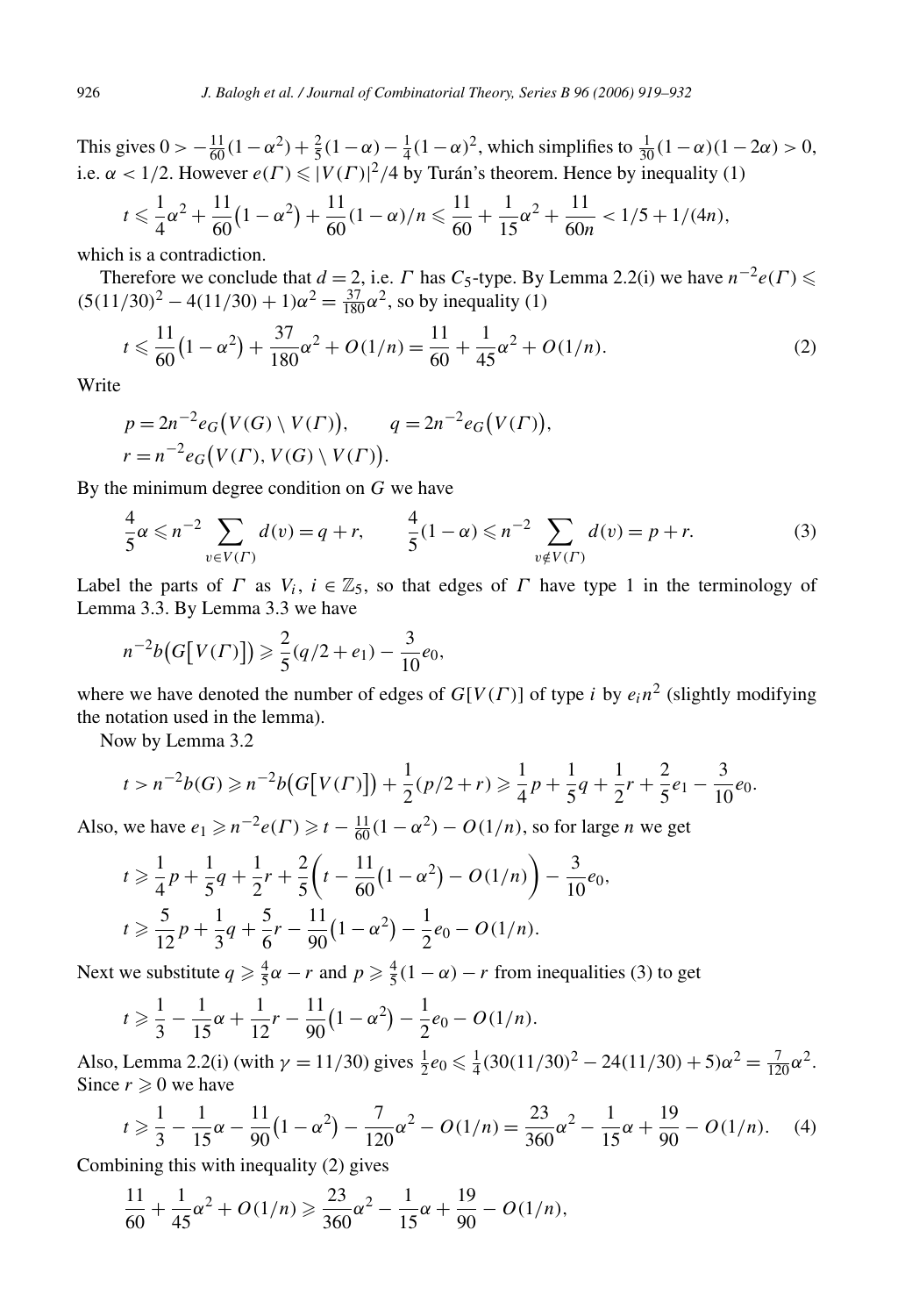This gives $0 > -\frac{11}{60}(1-\alpha^2) + \frac{2}{5}(1-\alpha) - \frac{1}{4}(1-\alpha)^2$, which simplifies to $\frac{1}{30}(1-\alpha)(1-2\alpha) > 0$, i.e. $\alpha < 1/2$. However $e(\Gamma) \leqslant |V(\Gamma)|^2/4$ by Turán's theorem. Hence by inequality (1)

$$t \leqslant \frac{1}{4}\alpha^2 + \frac{11}{60}\left(1-\alpha^2\right) + \frac{11}{60}(1-\alpha)/n \leqslant \frac{11}{60} + \frac{1}{15}\alpha^2 + \frac{11}{60n} < 1/5 + 1/(4n),$$

which is a contradiction.

Therefore we conclude that $d = 2$, i.e. $\Gamma$ has $C_5$-type. By Lemma 2.2(i) we have $n^{-2}e(\Gamma) \leqslant (5(11/30)^2 - 4(11/30) + 1)\alpha^2 = \frac{37}{180}\alpha^2$, so by inequality (1)

$$t \leqslant \frac{11}{60}\left(1-\alpha^2\right) + \frac{37}{180}\alpha^2 + O(1/n) = \frac{11}{60} + \frac{1}{45}\alpha^2 + O(1/n). \tag{2}$$

Write

$$p = 2n^{-2}e_G\big(V(G) \setminus V(\Gamma)\big), \qquad q = 2n^{-2}e_G\big(V(\Gamma)\big),$$
$$r = n^{-2}e_G\big(V(\Gamma), V(G) \setminus V(\Gamma)\big).$$

By the minimum degree condition on $G$ we have

$$\frac{4}{5}\alpha \leqslant n^{-2}\sum_{v \in V(\Gamma)} d(v) = q + r, \qquad \frac{4}{5}(1-\alpha) \leqslant n^{-2}\sum_{v \notin V(\Gamma)} d(v) = p + r. \tag{3}$$

Label the parts of $\Gamma$ as $V_i$, $i \in \mathbb{Z}_5$, so that edges of $\Gamma$ have type 1 in the terminology of Lemma 3.3. By Lemma 3.3 we have

$$n^{-2}b\big(G\big[V(\Gamma)\big]\big) \geqslant \frac{2}{5}(q/2 + e_1) - \frac{3}{10}e_0,$$

where we have denoted the number of edges of $G[V(\Gamma)]$ of type $i$ by $e_i n^2$ (slightly modifying the notation used in the lemma).

Now by Lemma 3.2

$$t > n^{-2}b(G) \geqslant n^{-2}b\big(G\big[V(\Gamma)\big]\big) + \frac{1}{2}(p/2 + r) \geqslant \frac{1}{4}p + \frac{1}{5}q + \frac{1}{2}r + \frac{2}{5}e_1 - \frac{3}{10}e_0.$$

Also, we have $e_1 \geqslant n^{-2}e(\Gamma) \geqslant t - \frac{11}{60}(1-\alpha^2) - O(1/n)$, so for large $n$ we get

$$t \geqslant \frac{1}{4}p + \frac{1}{5}q + \frac{1}{2}r + \frac{2}{5}\left(t - \frac{11}{60}\left(1-\alpha^2\right) - O(1/n)\right) - \frac{3}{10}e_0,$$
$$t \geqslant \frac{5}{12}p + \frac{1}{3}q + \frac{5}{6}r - \frac{11}{90}\left(1-\alpha^2\right) - \frac{1}{2}e_0 - O(1/n).$$

Next we substitute $q \geqslant \frac{4}{5}\alpha - r$ and $p \geqslant \frac{4}{5}(1-\alpha) - r$ from inequalities (3) to get

$$t \geqslant \frac{1}{3} - \frac{1}{15}\alpha + \frac{1}{12}r - \frac{11}{90}\left(1-\alpha^2\right) - \frac{1}{2}e_0 - O(1/n).$$

Also, Lemma 2.2(i) (with $\gamma = 11/30$) gives $\frac{1}{2}e_0 \leqslant \frac{1}{4}(30(11/30)^2 - 24(11/30) + 5)\alpha^2 = \frac{7}{120}\alpha^2$. Since $r \geqslant 0$ we have

$$t \geqslant \frac{1}{3} - \frac{1}{15}\alpha - \frac{11}{90}\left(1-\alpha^2\right) - \frac{7}{120}\alpha^2 - O(1/n) = \frac{23}{360}\alpha^2 - \frac{1}{15}\alpha + \frac{19}{90} - O(1/n). \tag{4}$$

Combining this with inequality (2) gives

$$\frac{11}{60} + \frac{1}{45}\alpha^2 + O(1/n) \geqslant \frac{23}{360}\alpha^2 - \frac{1}{15}\alpha + \frac{19}{90} - O(1/n),$$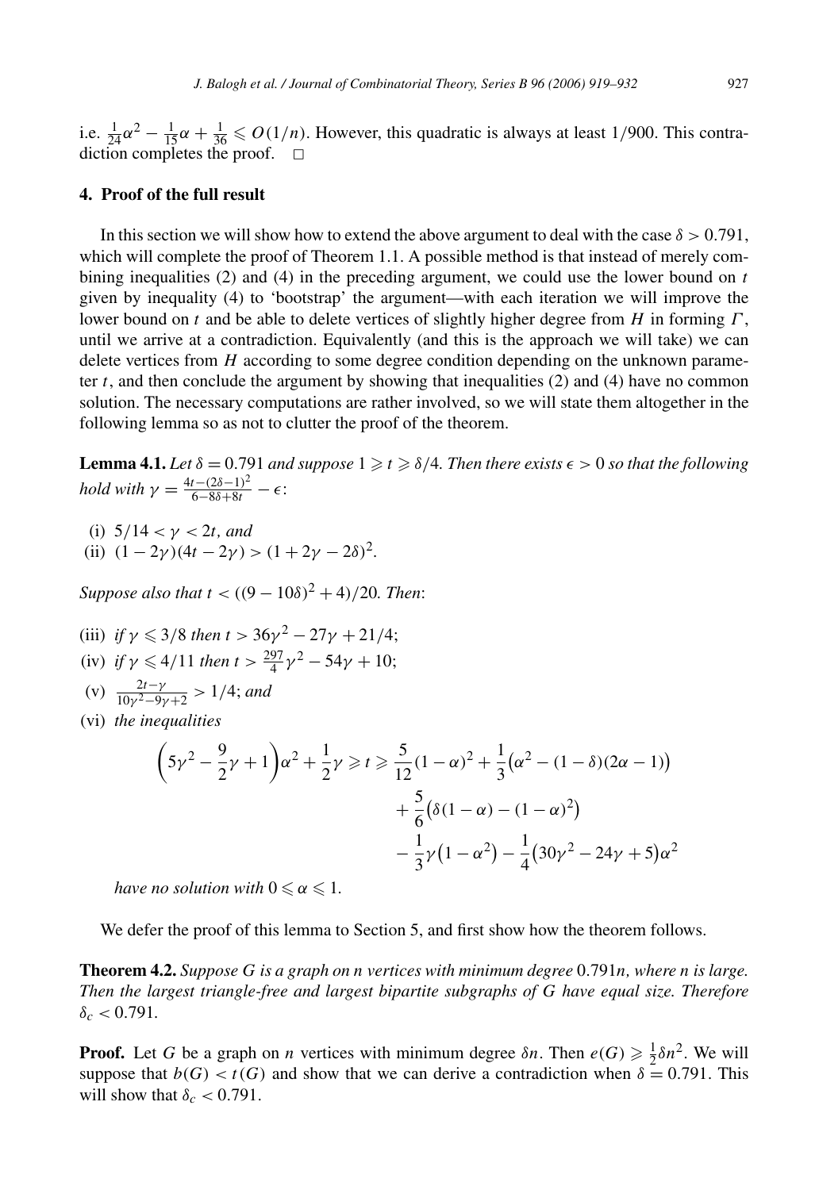i.e. $\frac{1}{24}\alpha^2 - \frac{1}{15}\alpha + \frac{1}{36} \leqslant O(1/n)$. However, this quadratic is always at least 1/900. This contradiction completes the proof. $\square$

## 4. Proof of the full result

In this section we will show how to extend the above argument to deal with the case $\delta > 0.791$, which will complete the proof of Theorem 1.1. A possible method is that instead of merely combining inequalities (2) and (4) in the preceding argument, we could use the lower bound on $t$ given by inequality (4) to 'bootstrap' the argument—with each iteration we will improve the lower bound on $t$ and be able to delete vertices of slightly higher degree from $H$ in forming $\Gamma$, until we arrive at a contradiction. Equivalently (and this is the approach we will take) we can delete vertices from $H$ according to some degree condition depending on the unknown parameter $t$, and then conclude the argument by showing that inequalities (2) and (4) have no common solution. The necessary computations are rather involved, so we will state them altogether in the following lemma so as not to clutter the proof of the theorem.

**Lemma 4.1.** *Let $\delta = 0.791$ and suppose $1 \geqslant t \geqslant \delta/4$. Then there exists $\epsilon > 0$ so that the following hold with $\gamma = \frac{4t-(2\delta-1)^2}{6-8\delta+8t} - \epsilon$:*

(i) $5/14 < \gamma < 2t$, *and*
(ii) $(1-2\gamma)(4t-2\gamma) > (1+2\gamma-2\delta)^2$.

*Suppose also that $t < ((9-10\delta)^2+4)/20$. Then*:

(iii) *if $\gamma \leqslant 3/8$ then $t > 36\gamma^2 - 27\gamma + 21/4$*;
(iv) *if $\gamma \leqslant 4/11$ then $t > \frac{297}{4}\gamma^2 - 54\gamma + 10$*;
(v) $\frac{2t-\gamma}{10\gamma^2-9\gamma+2} > 1/4$; *and*
(vi) *the inequalities*

$$\left(5\gamma^2 - \frac{9}{2}\gamma + 1\right)\alpha^2 + \frac{1}{2}\gamma \geqslant t \geqslant \frac{5}{12}(1-\alpha)^2 + \frac{1}{3}\big(\alpha^2 - (1-\delta)(2\alpha-1)\big) + \frac{5}{6}\big(\delta(1-\alpha) - (1-\alpha)^2\big) - \frac{1}{3}\gamma\big(1-\alpha^2\big) - \frac{1}{4}\big(30\gamma^2 - 24\gamma + 5\big)\alpha^2$$

*have no solution with $0 \leqslant \alpha \leqslant 1$.*

We defer the proof of this lemma to Section 5, and first show how the theorem follows.

**Theorem 4.2.** *Suppose $G$ is a graph on $n$ vertices with minimum degree $0.791n$, where $n$ is large. Then the largest triangle-free and largest bipartite subgraphs of $G$ have equal size. Therefore $\delta_c < 0.791$.*

**Proof.** Let $G$ be a graph on $n$ vertices with minimum degree $\delta n$. Then $e(G) \geqslant \frac{1}{2}\delta n^2$. We will suppose that $b(G) < t(G)$ and show that we can derive a contradiction when $\delta = 0.791$. This will show that $\delta_c < 0.791$.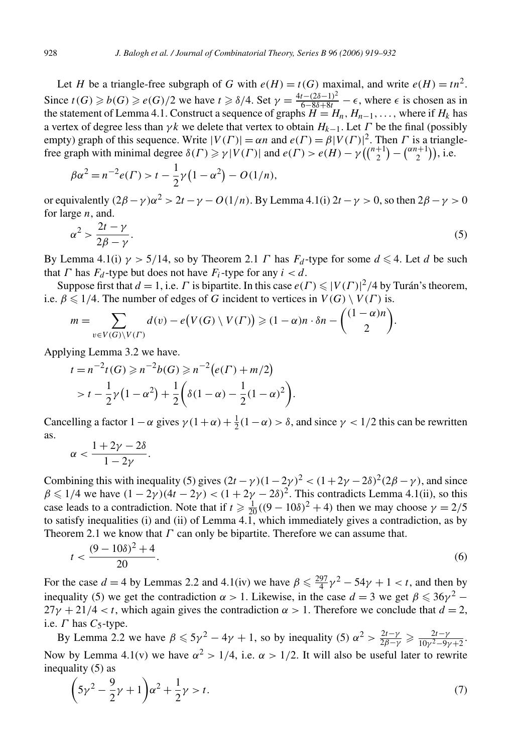Let $H$ be a triangle-free subgraph of $G$ with $e(H) = t(G)$ maximal, and write $e(H) = tn^2$. Since $t(G) \geqslant b(G) \geqslant e(G)/2$ we have $t \geqslant \delta/4$. Set $\gamma = \frac{4t-(2\delta-1)^2}{6-8\delta+8t} - \epsilon$, where $\epsilon$ is chosen as in the statement of Lemma 4.1. Construct a sequence of graphs $H = H_n, H_{n-1}, \ldots,$ where if $H_k$ has a vertex of degree less than $\gamma k$ we delete that vertex to obtain $H_{k-1}$. Let $\Gamma$ be the final (possibly empty) graph of this sequence. Write $|V(\Gamma)| = \alpha n$ and $e(\Gamma) = \beta |V(\Gamma)|^2$. Then $\Gamma$ is a triangle-free graph with minimal degree $\delta(\Gamma) \geqslant \gamma |V(\Gamma)|$ and $e(\Gamma) > e(H) - \gamma\left(\binom{n+1}{2} - \binom{\alpha n+1}{2}\right)$, i.e.

$$\beta\alpha^2 = n^{-2}e(\Gamma) > t - \frac{1}{2}\gamma\left(1-\alpha^2\right) - O(1/n),$$

or equivalently $(2\beta - \gamma)\alpha^2 > 2t - \gamma - O(1/n)$. By Lemma 4.1(i) $2t - \gamma > 0$, so then $2\beta - \gamma > 0$ for large $n$, and.

$$\alpha^2 > \frac{2t-\gamma}{2\beta-\gamma}. \tag{5}$$

By Lemma 4.1(i) $\gamma > 5/14$, so by Theorem 2.1 $\Gamma$ has $F_d$-type for some $d \leqslant 4$. Let $d$ be such that $\Gamma$ has $F_d$-type but does not have $F_i$-type for any $i < d$.

Suppose first that $d = 1$, i.e. $\Gamma$ is bipartite. In this case $e(\Gamma) \leqslant |V(\Gamma)|^2/4$ by Turán's theorem, i.e. $\beta \leqslant 1/4$. The number of edges of $G$ incident to vertices in $V(G) \setminus V(\Gamma)$ is.

$$m = \sum_{v \in V(G)\setminus V(\Gamma)} d(v) - e\big(V(G) \setminus V(\Gamma)\big) \geqslant (1-\alpha)n \cdot \delta n - \binom{(1-\alpha)n}{2}.$$

Applying Lemma 3.2 we have.

$$\begin{aligned} t = n^{-2}t(G) &\geqslant n^{-2}b(G) \geqslant n^{-2}\big(e(\Gamma) + m/2\big) \\ &> t - \frac{1}{2}\gamma\left(1-\alpha^2\right) + \frac{1}{2}\left(\delta(1-\alpha) - \frac{1}{2}(1-\alpha)^2\right). \end{aligned}$$

Cancelling a factor $1 - \alpha$ gives $\gamma(1+\alpha) + \frac{1}{2}(1-\alpha) > \delta$, and since $\gamma < 1/2$ this can be rewritten as.

$$\alpha < \frac{1+2\gamma-2\delta}{1-2\gamma}.$$

Combining this with inequality (5) gives $(2t-\gamma)(1-2\gamma)^2 < (1+2\gamma-2\delta)^2(2\beta-\gamma)$, and since $\beta \leqslant 1/4$ we have $(1-2\gamma)(4t-2\gamma) < (1+2\gamma-2\delta)^2$. This contradicts Lemma 4.1(ii), so this case leads to a contradiction. Note that if $t \geqslant \frac{1}{20}((9-10\delta)^2+4)$ then we may choose $\gamma = 2/5$ to satisfy inequalities (i) and (ii) of Lemma 4.1, which immediately gives a contradiction, as by Theorem 2.1 we know that $\Gamma$ can only be bipartite. Therefore we can assume that.

$$t < \frac{(9-10\delta)^2+4}{20}. \tag{6}$$

For the case $d = 4$ by Lemmas 2.2 and 4.1(iv) we have $\beta \leqslant \frac{297}{4}\gamma^2 - 54\gamma + 1 < t$, and then by inequality (5) we get the contradiction $\alpha > 1$. Likewise, in the case $d = 3$ we get $\beta \leqslant 36\gamma^2 - 27\gamma + 21/4 < t$, which again gives the contradiction $\alpha > 1$. Therefore we conclude that $d = 2$, i.e. $\Gamma$ has $C_5$-type.

By Lemma 2.2 we have $\beta \leqslant 5\gamma^2 - 4\gamma + 1$, so by inequality (5) $\alpha^2 > \frac{2t-\gamma}{2\beta-\gamma} \geqslant \frac{2t-\gamma}{10\gamma^2-9\gamma+2}$. Now by Lemma 4.1(v) we have $\alpha^2 > 1/4$, i.e. $\alpha > 1/2$. It will also be useful later to rewrite inequality (5) as

$$\left(5\gamma^2 - \frac{9}{2}\gamma + 1\right)\alpha^2 + \frac{1}{2}\gamma > t. \tag{7}$$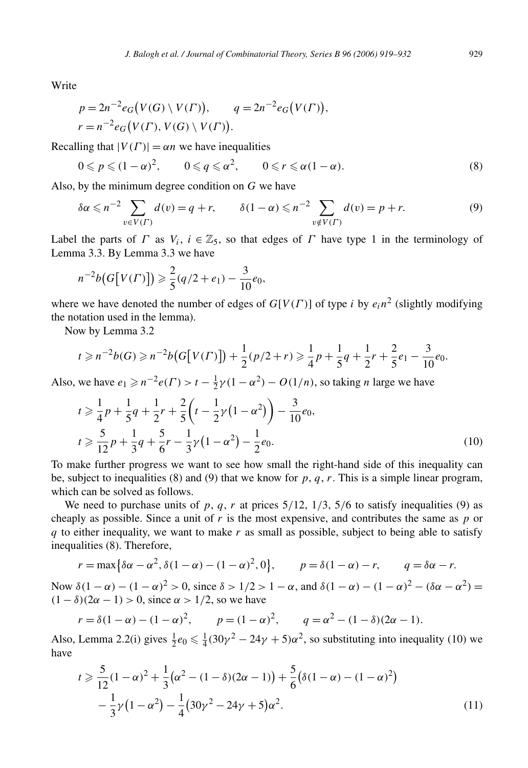Write

$$p = 2n^{-2}e_G\big(V(G)\setminus V(\Gamma)\big), \qquad q = 2n^{-2}e_G\big(V(\Gamma)\big),$$
$$r = n^{-2}e_G\big(V(\Gamma), V(G)\setminus V(\Gamma)\big).$$

Recalling that $|V(\Gamma)| = \alpha n$ we have inequalities

$$0 \leqslant p \leqslant (1-\alpha)^2, \qquad 0 \leqslant q \leqslant \alpha^2, \qquad 0 \leqslant r \leqslant \alpha(1-\alpha). \tag{8}$$

Also, by the minimum degree condition on $G$ we have

$$\delta\alpha \leqslant n^{-2}\sum_{v\in V(\Gamma)} d(v) = q + r, \qquad \delta(1-\alpha) \leqslant n^{-2}\sum_{v\notin V(\Gamma)} d(v) = p + r. \tag{9}$$

Label the parts of $\Gamma$ as $V_i$, $i \in \mathbb{Z}_5$, so that edges of $\Gamma$ have type 1 in the terminology of Lemma 3.3. By Lemma 3.3 we have

$$n^{-2}b\big(G\big[V(\Gamma)\big]\big) \geqslant \frac{2}{5}(q/2 + e_1) - \frac{3}{10}e_0,$$

where we have denoted the number of edges of $G[V(\Gamma)]$ of type $i$ by $e_i n^2$ (slightly modifying the notation used in the lemma).

Now by Lemma 3.2

$$t \geqslant n^{-2}b(G) \geqslant n^{-2}b\big(G\big[V(\Gamma)\big]\big) + \frac{1}{2}(p/2 + r) \geqslant \frac{1}{4}p + \frac{1}{5}q + \frac{1}{2}r + \frac{2}{5}e_1 - \frac{3}{10}e_0.$$

Also, we have $e_1 \geqslant n^{-2}e(\Gamma) > t - \frac{1}{2}\gamma(1-\alpha^2) - O(1/n)$, so taking $n$ large we have

$$t \geqslant \frac{1}{4}p + \frac{1}{5}q + \frac{1}{2}r + \frac{2}{5}\left(t - \frac{1}{2}\gamma\big(1-\alpha^2\big)\right) - \frac{3}{10}e_0,$$
$$t \geqslant \frac{5}{12}p + \frac{1}{3}q + \frac{5}{6}r - \frac{1}{3}\gamma\big(1-\alpha^2\big) - \frac{1}{2}e_0. \tag{10}$$

To make further progress we want to see how small the right-hand side of this inequality can be, subject to inequalities (8) and (9) that we know for $p, q, r$. This is a simple linear program, which can be solved as follows.

We need to purchase units of $p, q, r$ at prices $5/12$, $1/3$, $5/6$ to satisfy inequalities (9) as cheaply as possible. Since a unit of $r$ is the most expensive, and contributes the same as $p$ or $q$ to either inequality, we want to make $r$ as small as possible, subject to being able to satisfy inequalities (8). Therefore,

$$r = \max\big\{\delta\alpha - \alpha^2, \delta(1-\alpha) - (1-\alpha)^2, 0\big\}, \qquad p = \delta(1-\alpha) - r, \qquad q = \delta\alpha - r.$$

Now $\delta(1-\alpha) - (1-\alpha)^2 > 0$, since $\delta > 1/2 > 1-\alpha$, and $\delta(1-\alpha) - (1-\alpha)^2 - (\delta\alpha - \alpha^2) = (1-\delta)(2\alpha - 1) > 0$, since $\alpha > 1/2$, so we have

$$r = \delta(1-\alpha) - (1-\alpha)^2, \qquad p = (1-\alpha)^2, \qquad q = \alpha^2 - (1-\delta)(2\alpha - 1).$$

Also, Lemma 2.2(i) gives $\frac{1}{2}e_0 \leqslant \frac{1}{4}(30\gamma^2 - 24\gamma + 5)\alpha^2$, so substituting into inequality (10) we have

$$t \geqslant \frac{5}{12}(1-\alpha)^2 + \frac{1}{3}\big(\alpha^2 - (1-\delta)(2\alpha - 1)\big) + \frac{5}{6}\big(\delta(1-\alpha) - (1-\alpha)^2\big)$$
$$- \frac{1}{3}\gamma\big(1-\alpha^2\big) - \frac{1}{4}\big(30\gamma^2 - 24\gamma + 5\big)\alpha^2. \tag{11}$$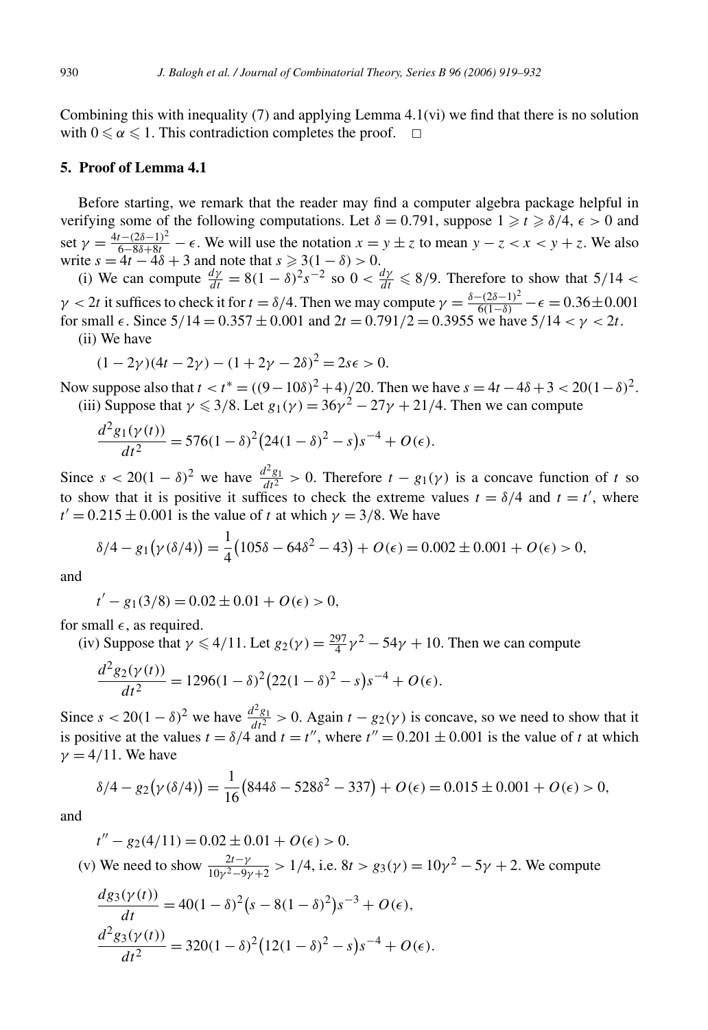Combining this with inequality (7) and applying Lemma 4.1(vi) we find that there is no solution with $0 \leqslant \alpha \leqslant 1$. This contradiction completes the proof. □

## 5. Proof of Lemma 4.1

Before starting, we remark that the reader may find a computer algebra package helpful in verifying some of the following computations. Let $\delta = 0.791$, suppose $1 \geqslant t \geqslant \delta/4$, $\epsilon > 0$ and set $\gamma = \frac{4t-(2\delta-1)^2}{6-8\delta+8t} - \epsilon$. We will use the notation $x = y \pm z$ to mean $y - z < x < y + z$. We also write $s = 4t - 4\delta + 3$ and note that $s \geqslant 3(1-\delta) > 0$.

(i) We can compute $\frac{d\gamma}{dt} = 8(1-\delta)^2 s^{-2}$ so $0 < \frac{d\gamma}{dt} \leqslant 8/9$. Therefore to show that $5/14 < \gamma < 2t$ it suffices to check it for $t = \delta/4$. Then we may compute $\gamma = \frac{\delta-(2\delta-1)^2}{6(1-\delta)} - \epsilon = 0.36 \pm 0.001$ for small $\epsilon$. Since $5/14 = 0.357 \pm 0.001$ and $2t = 0.791/2 = 0.3955$ we have $5/14 < \gamma < 2t$.

(ii) We have

$$(1-2\gamma)(4t-2\gamma) - (1+2\gamma-2\delta)^2 = 2s\epsilon > 0.$$

Now suppose also that $t < t^* = ((9-10\delta)^2+4)/20$. Then we have $s = 4t - 4\delta + 3 < 20(1-\delta)^2$.

(iii) Suppose that $\gamma \leqslant 3/8$. Let $g_1(\gamma) = 36\gamma^2 - 27\gamma + 21/4$. Then we can compute

$$\frac{d^2 g_1(\gamma(t))}{dt^2} = 576(1-\delta)^2\big(24(1-\delta)^2 - s\big)s^{-4} + O(\epsilon).$$

Since $s < 20(1-\delta)^2$ we have $\frac{d^2 g_1}{dt^2} > 0$. Therefore $t - g_1(\gamma)$ is a concave function of $t$ so to show that it is positive it suffices to check the extreme values $t = \delta/4$ and $t = t'$, where $t' = 0.215 \pm 0.001$ is the value of $t$ at which $\gamma = 3/8$. We have

$$\delta/4 - g_1\big(\gamma(\delta/4)\big) = \frac{1}{4}\big(105\delta - 64\delta^2 - 43\big) + O(\epsilon) = 0.002 \pm 0.001 + O(\epsilon) > 0,$$

and

$$t' - g_1(3/8) = 0.02 \pm 0.01 + O(\epsilon) > 0,$$

for small $\epsilon$, as required.

(iv) Suppose that $\gamma \leqslant 4/11$. Let $g_2(\gamma) = \frac{297}{4}\gamma^2 - 54\gamma + 10$. Then we can compute

$$\frac{d^2 g_2(\gamma(t))}{dt^2} = 1296(1-\delta)^2\big(22(1-\delta)^2 - s\big)s^{-4} + O(\epsilon).$$

Since $s < 20(1-\delta)^2$ we have $\frac{d^2 g_1}{dt^2} > 0$. Again $t - g_2(\gamma)$ is concave, so we need to show that it is positive at the values $t = \delta/4$ and $t = t''$, where $t'' = 0.201 \pm 0.001$ is the value of $t$ at which $\gamma = 4/11$. We have

$$\delta/4 - g_2\big(\gamma(\delta/4)\big) = \frac{1}{16}\big(844\delta - 528\delta^2 - 337\big) + O(\epsilon) = 0.015 \pm 0.001 + O(\epsilon) > 0,$$

and

$$t'' - g_2(4/11) = 0.02 \pm 0.01 + O(\epsilon) > 0.$$

(v) We need to show $\frac{2t-\gamma}{10\gamma^2-9\gamma+2} > 1/4$, i.e. $8t > g_3(\gamma) = 10\gamma^2 - 5\gamma + 2$. We compute

$$\frac{dg_3(\gamma(t))}{dt} = 40(1-\delta)^2\big(s - 8(1-\delta)^2\big)s^{-3} + O(\epsilon),$$

$$\frac{d^2 g_3(\gamma(t))}{dt^2} = 320(1-\delta)^2\big(12(1-\delta)^2 - s\big)s^{-4} + O(\epsilon).$$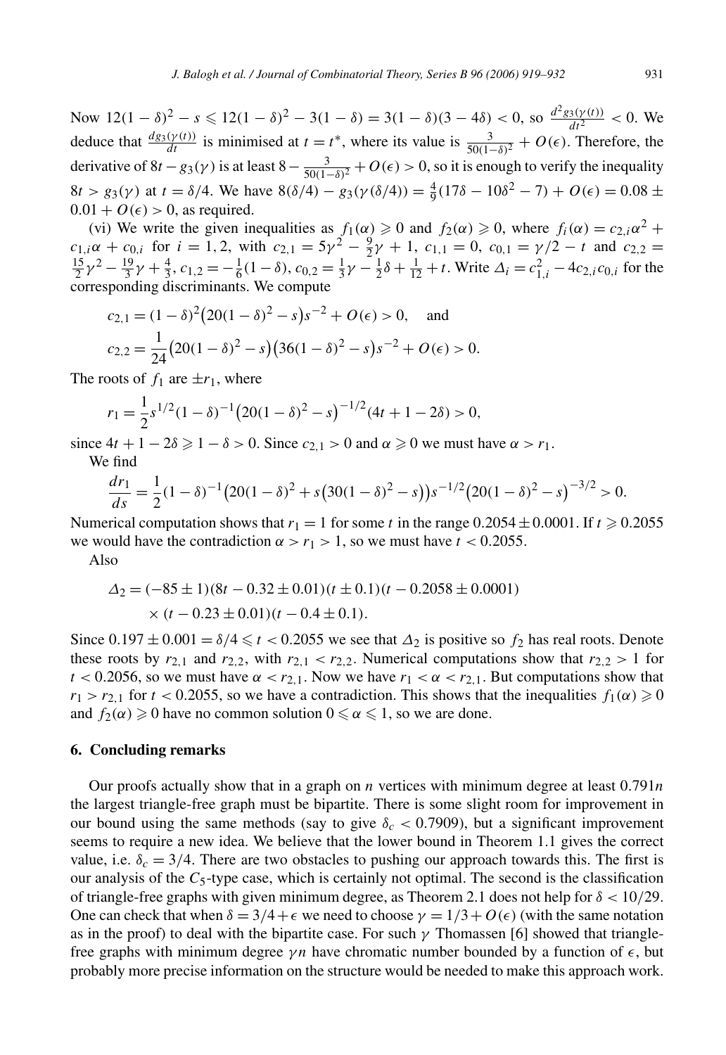Now $12(1-\delta)^2 - s \leqslant 12(1-\delta)^2 - 3(1-\delta) = 3(1-\delta)(3-4\delta) < 0$, so $\frac{d^2 g_3(\gamma(t))}{dt^2} < 0$. We deduce that $\frac{dg_3(\gamma(t))}{dt}$ is minimised at $t = t^*$, where its value is $\frac{3}{50(1-\delta)^2} + O(\epsilon)$. Therefore, the derivative of $8t - g_3(\gamma)$ is at least $8 - \frac{3}{50(1-\delta)^2} + O(\epsilon) > 0$, so it is enough to verify the inequality $8t > g_3(\gamma)$ at $t = \delta/4$. We have $8(\delta/4) - g_3(\gamma(\delta/4)) = \frac{4}{9}(17\delta - 10\delta^2 - 7) + O(\epsilon) = 0.08 \pm 0.01 + O(\epsilon) > 0$, as required.

(vi) We write the given inequalities as $f_1(\alpha) \geqslant 0$ and $f_2(\alpha) \geqslant 0$, where $f_i(\alpha) = c_{2,i}\alpha^2 + c_{1,i}\alpha + c_{0,i}$ for $i = 1, 2$, with $c_{2,1} = 5\gamma^2 - \frac{9}{2}\gamma + 1$, $c_{1,1} = 0$, $c_{0,1} = \gamma/2 - t$ and $c_{2,2} = \frac{15}{2}\gamma^2 - \frac{19}{3}\gamma + \frac{4}{3}$, $c_{1,2} = -\frac{1}{6}(1-\delta)$, $c_{0,2} = \frac{1}{3}\gamma - \frac{1}{2}\delta + \frac{1}{12} + t$. Write $\Delta_i = c_{1,i}^2 - 4c_{2,i}c_{0,i}$ for the corresponding discriminants. We compute

$$c_{2,1} = (1-\delta)^2\big(20(1-\delta)^2 - s\big)s^{-2} + O(\epsilon) > 0, \quad \text{and}$$

$$c_{2,2} = \frac{1}{24}\big(20(1-\delta)^2 - s\big)\big(36(1-\delta)^2 - s\big)s^{-2} + O(\epsilon) > 0.$$

The roots of $f_1$ are $\pm r_1$, where

$$r_1 = \frac{1}{2}s^{1/2}(1-\delta)^{-1}\big(20(1-\delta)^2 - s\big)^{-1/2}(4t + 1 - 2\delta) > 0,$$

since $4t + 1 - 2\delta \geqslant 1 - \delta > 0$. Since $c_{2,1} > 0$ and $\alpha \geqslant 0$ we must have $\alpha > r_1$.

We find

$$\frac{dr_1}{ds} = \frac{1}{2}(1-\delta)^{-1}\big(20(1-\delta)^2 + s\big(30(1-\delta)^2 - s\big)\big)s^{-1/2}\big(20(1-\delta)^2 - s\big)^{-3/2} > 0.$$

Numerical computation shows that $r_1 = 1$ for some $t$ in the range $0.2054 \pm 0.0001$. If $t \geqslant 0.2055$ we would have the contradiction $\alpha > r_1 > 1$, so we must have $t < 0.2055$.

Also

$$\Delta_2 = (-85 \pm 1)(8t - 0.32 \pm 0.01)(t \pm 0.1)(t - 0.2058 \pm 0.0001) \times (t - 0.23 \pm 0.01)(t - 0.4 \pm 0.1).$$

Since $0.197 \pm 0.001 = \delta/4 \leqslant t < 0.2055$ we see that $\Delta_2$ is positive so $f_2$ has real roots. Denote these roots by $r_{2,1}$ and $r_{2,2}$, with $r_{2,1} < r_{2,2}$. Numerical computations show that $r_{2,2} > 1$ for $t < 0.2056$, so we must have $\alpha < r_{2,1}$. Now we have $r_1 < \alpha < r_{2,1}$. But computations show that $r_1 > r_{2,1}$ for $t < 0.2055$, so we have a contradiction. This shows that the inequalities $f_1(\alpha) \geqslant 0$ and $f_2(\alpha) \geqslant 0$ have no common solution $0 \leqslant \alpha \leqslant 1$, so we are done.

## 6. Concluding remarks

Our proofs actually show that in a graph on $n$ vertices with minimum degree at least $0.791n$ the largest triangle-free graph must be bipartite. There is some slight room for improvement in our bound using the same methods (say to give $\delta_c < 0.7909$), but a significant improvement seems to require a new idea. We believe that the lower bound in Theorem 1.1 gives the correct value, i.e. $\delta_c = 3/4$. There are two obstacles to pushing our approach towards this. The first is our analysis of the $C_5$-type case, which is certainly not optimal. The second is the classification of triangle-free graphs with given minimum degree, as Theorem 2.1 does not help for $\delta < 10/29$. One can check that when $\delta = 3/4 + \epsilon$ we need to choose $\gamma = 1/3 + O(\epsilon)$ (with the same notation as in the proof) to deal with the bipartite case. For such $\gamma$ Thomassen [6] showed that triangle-free graphs with minimum degree $\gamma n$ have chromatic number bounded by a function of $\epsilon$, but probably more precise information on the structure would be needed to make this approach work.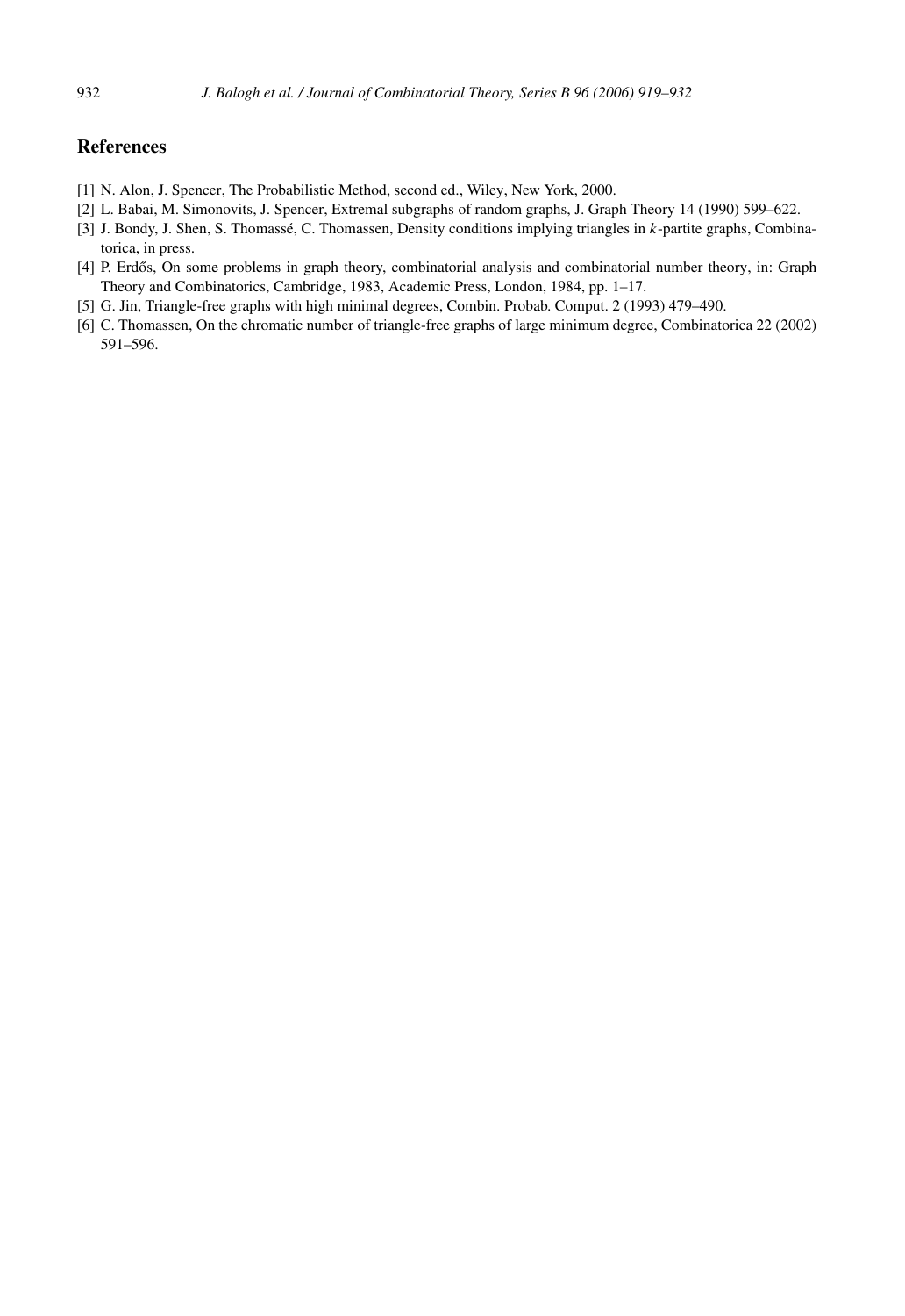## References

[1] N. Alon, J. Spencer, The Probabilistic Method, second ed., Wiley, New York, 2000.

[2] L. Babai, M. Simonovits, J. Spencer, Extremal subgraphs of random graphs, J. Graph Theory 14 (1990) 599–622.

[3] J. Bondy, J. Shen, S. Thomassé, C. Thomassen, Density conditions implying triangles in $k$-partite graphs, Combinatorica, in press.

[4] P. Erdős, On some problems in graph theory, combinatorial analysis and combinatorial number theory, in: Graph Theory and Combinatorics, Cambridge, 1983, Academic Press, London, 1984, pp. 1–17.

[5] G. Jin, Triangle-free graphs with high minimal degrees, Combin. Probab. Comput. 2 (1993) 479–490.

[6] C. Thomassen, On the chromatic number of triangle-free graphs of large minimum degree, Combinatorica 22 (2002) 591–596.